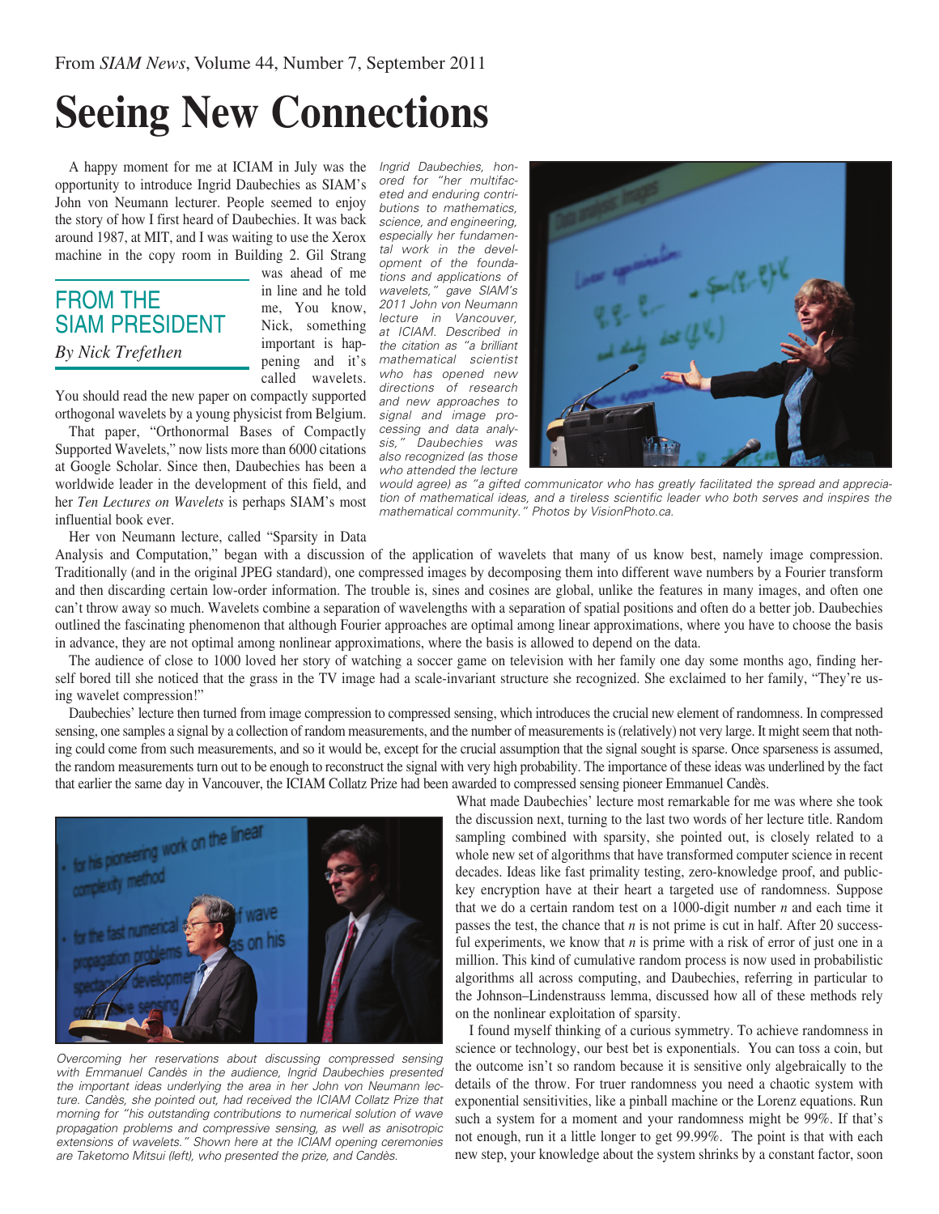From *SIAM News*, Volume 44, Number 7, September 2011

# Seeing New Connections

## FROM THE SIAM PRESIDENT

*By Nick Trefethen*

A happy moment for me at ICIAM in July was the opportunity to introduce Ingrid Daubechies as SIAM's John von Neumann lecturer. People seemed to enjoy the story of how I first heard of Daubechies. It was back around 1987, at MIT, and I was waiting to use the Xerox machine in the copy room in Building 2. Gil Strang was ahead of me in line and he told me, You know, Nick, something important is happening and it's called wavelets. You should read the new paper on compactly supported orthogonal wavelets by a young physicist from Belgium.

That paper, "Orthonormal Bases of Compactly Supported Wavelets," now lists more than 6000 citations at Google Scholar. Since then, Daubechies has been a worldwide leader in the development of this field, and her *Ten Lectures on Wavelets* is perhaps SIAM's most influential book ever.

*Ingrid Daubechies, honored for "her multifaceted and enduring contributions to mathematics, science, and engineering, especially her fundamental work in the development of the foundations and applications of wavelets," gave SIAM's 2011 John von Neumann lecture in Vancouver, at ICIAM. Described in the citation as "a brilliant mathematical scientist who has opened new directions of research and new approaches to signal and image processing and data analysis," Daubechies was also recognized (as those who attended the lecture would agree) as "a gifted communicator who has greatly facilitated the spread and appreciation of mathematical ideas, and a tireless scientific leader who both serves and inspires the mathematical community." Photos by VisionPhoto.ca.*

Her von Neumann lecture, called "Sparsity in Data Analysis and Computation," began with a discussion of the application of wavelets that many of us know best, namely image compression. Traditionally (and in the original JPEG standard), one compressed images by decomposing them into different wave numbers by a Fourier transform and then discarding certain low-order information. The trouble is, sines and cosines are global, unlike the features in many images, and often one can't throw away so much. Wavelets combine a separation of wavelengths with a separation of spatial positions and often do a better job. Daubechies outlined the fascinating phenomenon that although Fourier approaches are optimal among linear approximations, where you have to choose the basis in advance, they are not optimal among nonlinear approximations, where the basis is allowed to depend on the data.

The audience of close to 1000 loved her story of watching a soccer game on television with her family one day some months ago, finding herself bored till she noticed that the grass in the TV image had a scale-invariant structure she recognized. She exclaimed to her family, "They're using wavelet compression!"

Daubechies' lecture then turned from image compression to compressed sensing, which introduces the crucial new element of randomness. In compressed sensing, one samples a signal by a collection of random measurements, and the number of measurements is (relatively) not very large. It might seem that nothing could come from such measurements, and so it would be, except for the crucial assumption that the signal sought is sparse. Once sparseness is assumed, the random measurements turn out to be enough to reconstruct the signal with very high probability. The importance of these ideas was underlined by the fact that earlier the same day in Vancouver, the ICIAM Collatz Prize had been awarded to compressed sensing pioneer Emmanuel Candès.

*Overcoming her reservations about discussing compressed sensing with Emmanuel Candès in the audience, Ingrid Daubechies presented the important ideas underlying the area in her John von Neumann lecture. Candès, she pointed out, had received the ICIAM Collatz Prize that morning for "his outstanding contributions to numerical solution of wave propagation problems and compressive sensing, as well as anisotropic extensions of wavelets." Shown here at the ICIAM opening ceremonies are Taketomo Mitsui (left), who presented the prize, and Candès.*

What made Daubechies' lecture most remarkable for me was where she took the discussion next, turning to the last two words of her lecture title. Random sampling combined with sparsity, she pointed out, is closely related to a whole new set of algorithms that have transformed computer science in recent decades. Ideas like fast primality testing, zero-knowledge proof, and public-key encryption have at their heart a targeted use of randomness. Suppose that we do a certain random test on a 1000-digit number $n$ and each time it passes the test, the chance that $n$ is not prime is cut in half. After 20 successful experiments, we know that $n$ is prime with a risk of error of just one in a million. This kind of cumulative random process is now used in probabilistic algorithms all across computing, and Daubechies, referring in particular to the Johnson–Lindenstrauss lemma, discussed how all of these methods rely on the nonlinear exploitation of sparsity.

I found myself thinking of a curious symmetry. To achieve randomness in science or technology, our best bet is exponentials. You can toss a coin, but the outcome isn't so random because it is sensitive only algebraically to the details of the throw. For truer randomness you need a chaotic system with exponential sensitivities, like a pinball machine or the Lorenz equations. Run such a system for a moment and your randomness might be 99%. If that's not enough, run it a little longer to get 99.99%. The point is that with each new step, your knowledge about the system shrinks by a constant factor, soon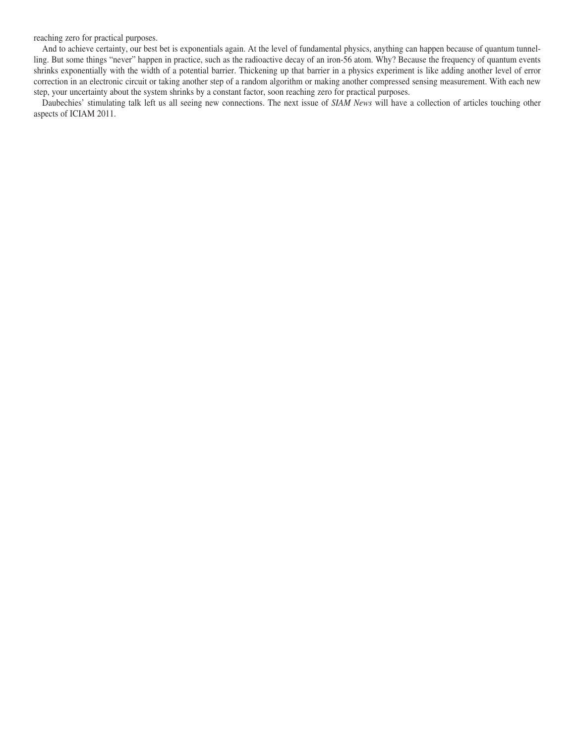reaching zero for practical purposes.

And to achieve certainty, our best bet is exponentials again. At the level of fundamental physics, anything can happen because of quantum tunnelling. But some things "never" happen in practice, such as the radioactive decay of an iron-56 atom. Why? Because the frequency of quantum events shrinks exponentially with the width of a potential barrier. Thickening up that barrier in a physics experiment is like adding another level of error correction in an electronic circuit or taking another step of a random algorithm or making another compressed sensing measurement. With each new step, your uncertainty about the system shrinks by a constant factor, soon reaching zero for practical purposes.

Daubechies' stimulating talk left us all seeing new connections. The next issue of *SIAM News* will have a collection of articles touching other aspects of ICIAM 2011.